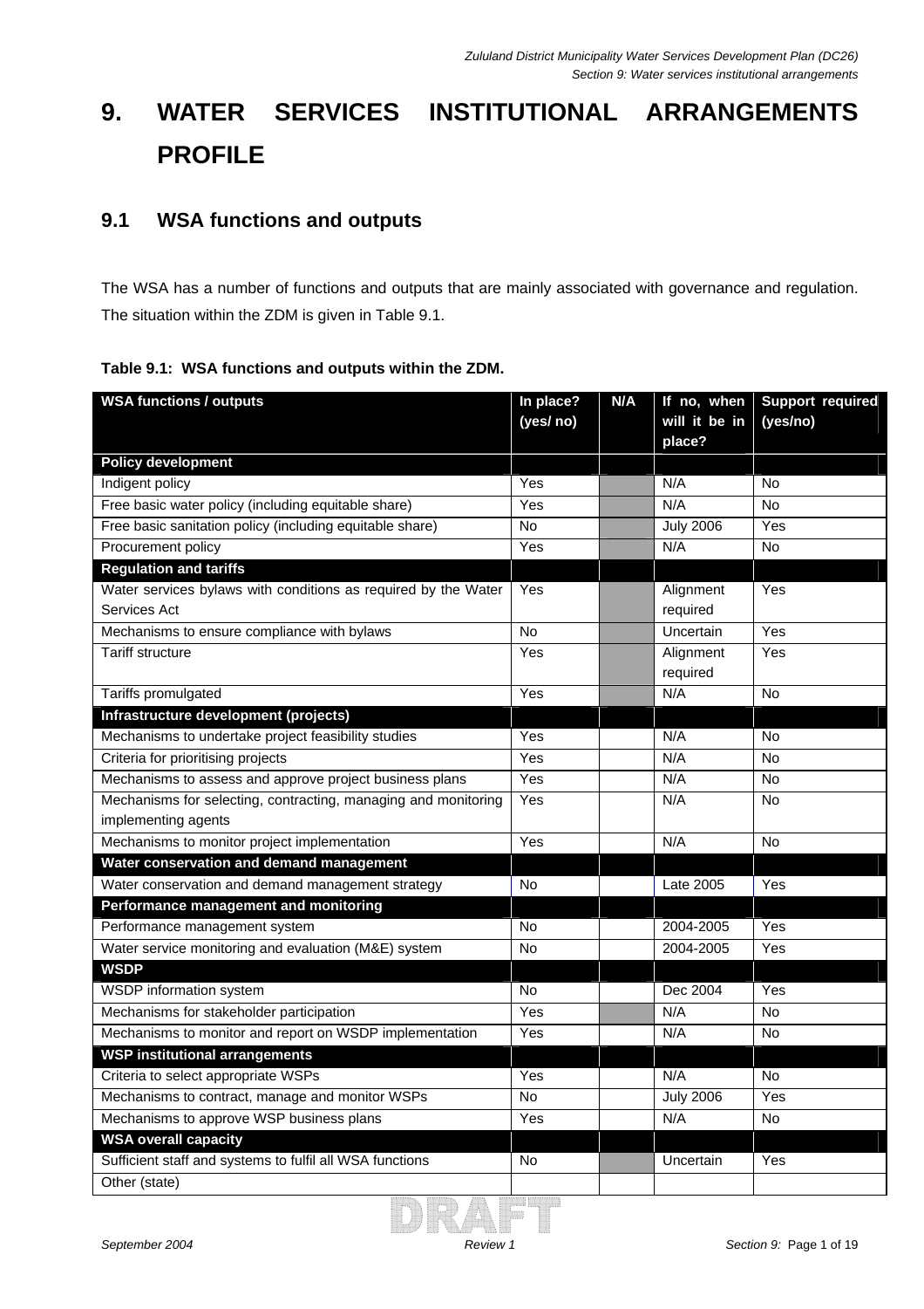# 9. WATER SERVICES INSTITUTIONAL ARRANGEMENTS PROFILE

## 9.1 WSA functions and outputs

The WSA has a number of functions and outputs that are mainly associated with governance and regulation. The situation within the ZDM is given in Table 9.1.

**Table 9.1: WSA functions and outputs within the ZDM.**

| WSA functions / outputs | In place? (yes/ no) | N/A | If no, when will it be in place? | Support required (yes/no) |
|---|---|---|---|---|
| **Policy development** | | | | |
| Indigent policy | Yes | | N/A | No |
| Free basic water policy (including equitable share) | Yes | | N/A | No |
| Free basic sanitation policy (including equitable share) | No | | July 2006 | Yes |
| Procurement policy | Yes | | N/A | No |
| **Regulation and tariffs** | | | | |
| Water services bylaws with conditions as required by the Water Services Act | Yes | | Alignment required | Yes |
| Mechanisms to ensure compliance with bylaws | No | | Uncertain | Yes |
| Tariff structure | Yes | | Alignment required | Yes |
| Tariffs promulgated | Yes | | N/A | No |
| **Infrastructure development (projects)** | | | | |
| Mechanisms to undertake project feasibility studies | Yes | | N/A | No |
| Criteria for prioritising projects | Yes | | N/A | No |
| Mechanisms to assess and approve project business plans | Yes | | N/A | No |
| Mechanisms for selecting, contracting, managing and monitoring implementing agents | Yes | | N/A | No |
| Mechanisms to monitor project implementation | Yes | | N/A | No |
| **Water conservation and demand management** | | | | |
| Water conservation and demand management strategy | No | | Late 2005 | Yes |
| **Performance management and monitoring** | | | | |
| Performance management system | No | | 2004-2005 | Yes |
| Water service monitoring and evaluation (M&E) system | No | | 2004-2005 | Yes |
| **WSDP** | | | | |
| WSDP information system | No | | Dec 2004 | Yes |
| Mechanisms for stakeholder participation | Yes | | N/A | No |
| Mechanisms to monitor and report on WSDP implementation | Yes | | N/A | No |
| **WSP institutional arrangements** | | | | |
| Criteria to select appropriate WSPs | Yes | | N/A | No |
| Mechanisms to contract, manage and monitor WSPs | No | | July 2006 | Yes |
| Mechanisms to approve WSP business plans | Yes | | N/A | No |
| **WSA overall capacity** | | | | |
| Sufficient staff and systems to fulfil all WSA functions | No | | Uncertain | Yes |
| Other (state) | | | | |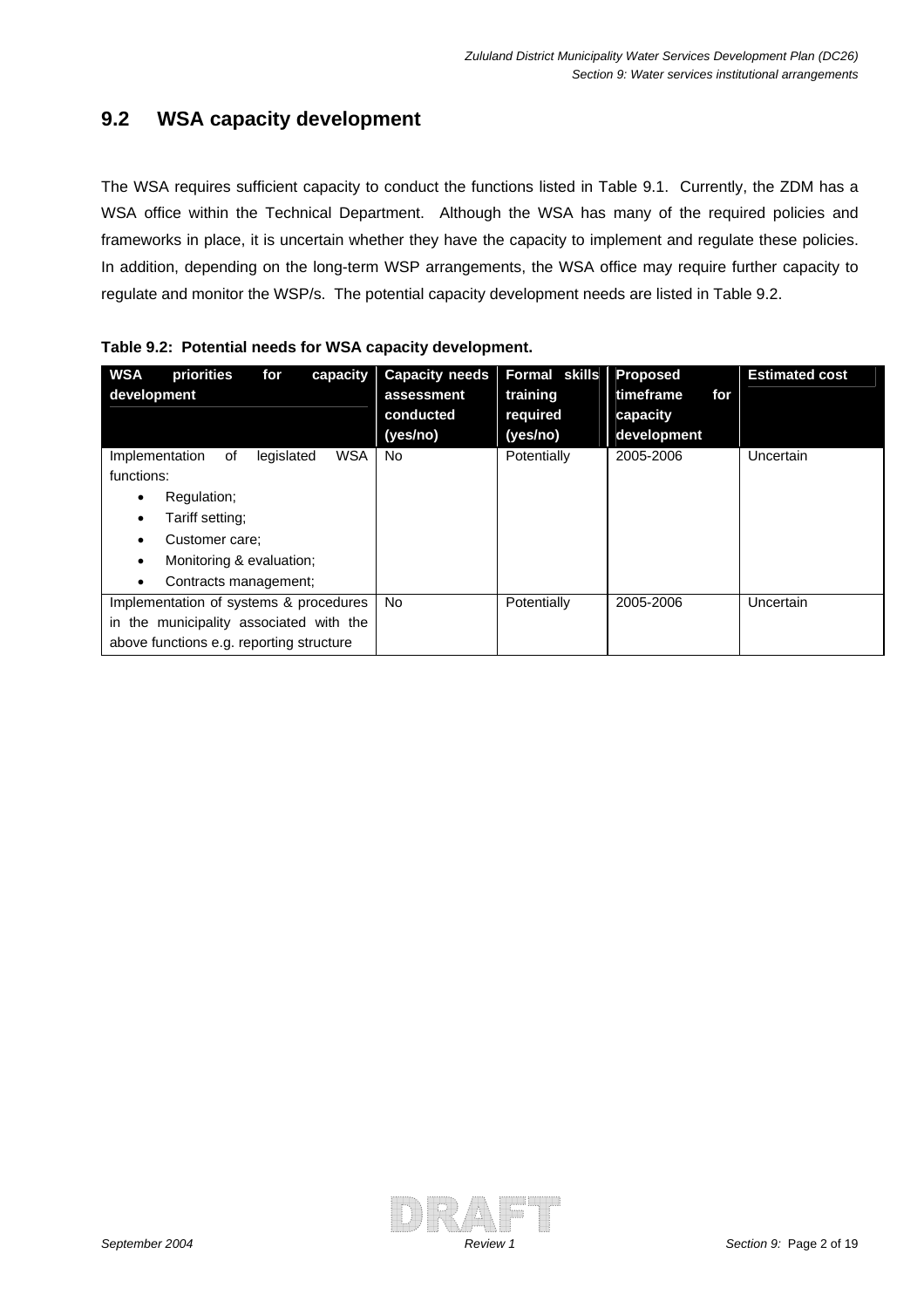## 9.2 WSA capacity development

The WSA requires sufficient capacity to conduct the functions listed in Table 9.1. Currently, the ZDM has a WSA office within the Technical Department. Although the WSA has many of the required policies and frameworks in place, it is uncertain whether they have the capacity to implement and regulate these policies. In addition, depending on the long-term WSP arrangements, the WSA office may require further capacity to regulate and monitor the WSP/s. The potential capacity development needs are listed in Table 9.2.

**Table 9.2: Potential needs for WSA capacity development.**

| WSA priorities for capacity development | Capacity needs assessment conducted (yes/no) | Formal skills training required (yes/no) | Proposed timeframe for capacity development | Estimated cost |
|---|---|---|---|---|
| Implementation of legislated WSA functions:<br>• Regulation;<br>• Tariff setting;<br>• Customer care;<br>• Monitoring & evaluation;<br>• Contracts management; | No | Potentially | 2005-2006 | Uncertain |
| Implementation of systems & procedures in the municipality associated with the above functions e.g. reporting structure | No | Potentially | 2005-2006 | Uncertain |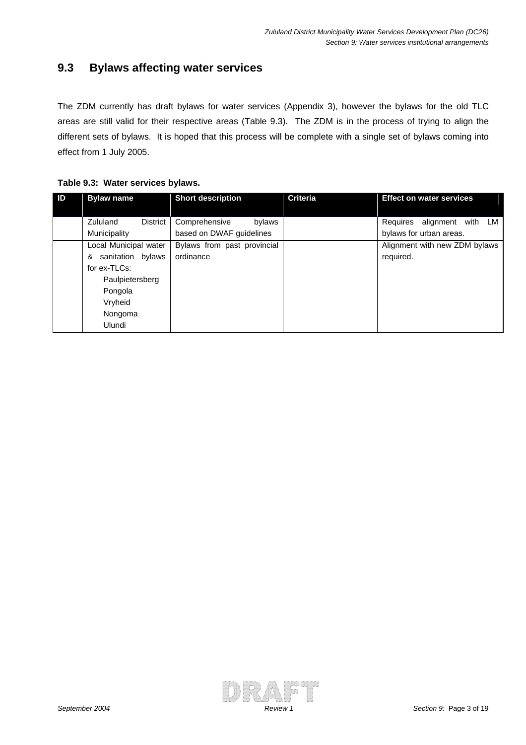## 9.3 Bylaws affecting water services

The ZDM currently has draft bylaws for water services (Appendix 3), however the bylaws for the old TLC areas are still valid for their respective areas (Table 9.3). The ZDM is in the process of trying to align the different sets of bylaws. It is hoped that this process will be complete with a single set of bylaws coming into effect from 1 July 2005.

**Table 9.3: Water services bylaws.**

| ID | Bylaw name | Short description | Criteria | Effect on water services |
|---|---|---|---|---|
| | Zululand District Municipality | Comprehensive bylaws based on DWAF guidelines | | Requires alignment with LM bylaws for urban areas. |
| | Local Municipal water & sanitation bylaws for ex-TLCs: Paulpietersberg Pongola Vryheid Nongoma Ulundi | Bylaws from past provincial ordinance | | Alignment with new ZDM bylaws required. |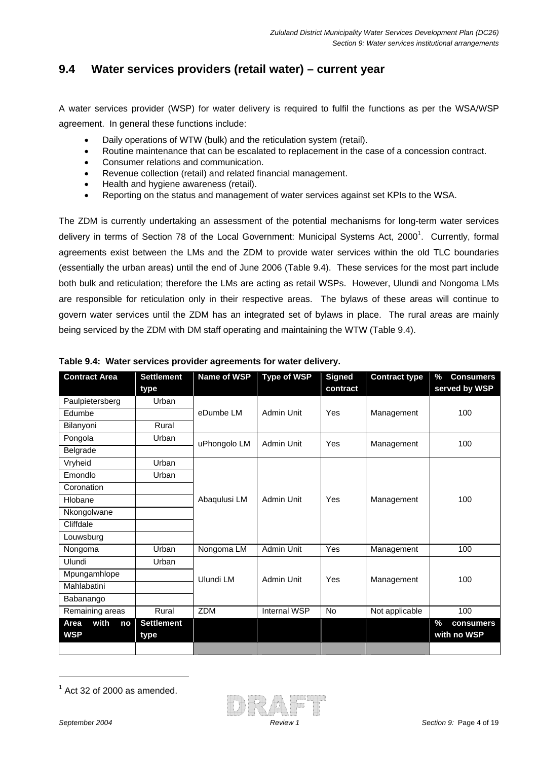## 9.4 Water services providers (retail water) – current year

A water services provider (WSP) for water delivery is required to fulfil the functions as per the WSA/WSP agreement. In general these functions include:

- Daily operations of WTW (bulk) and the reticulation system (retail).
- Routine maintenance that can be escalated to replacement in the case of a concession contract.
- Consumer relations and communication.
- Revenue collection (retail) and related financial management.
- Health and hygiene awareness (retail).
- Reporting on the status and management of water services against set KPIs to the WSA.

The ZDM is currently undertaking an assessment of the potential mechanisms for long-term water services delivery in terms of Section 78 of the Local Government: Municipal Systems Act, 2000[1]. Currently, formal agreements exist between the LMs and the ZDM to provide water services within the old TLC boundaries (essentially the urban areas) until the end of June 2006 (Table 9.4). These services for the most part include both bulk and reticulation; therefore the LMs are acting as retail WSPs. However, Ulundi and Nongoma LMs are responsible for reticulation only in their respective areas. The bylaws of these areas will continue to govern water services until the ZDM has an integrated set of bylaws in place. The rural areas are mainly being serviced by the ZDM with DM staff operating and maintaining the WTW (Table 9.4).

**Table 9.4: Water services provider agreements for water delivery.**

| Contract Area | Settlement type | Name of WSP | Type of WSP | Signed contract | Contract type | % Consumers served by WSP |
|---|---|---|---|---|---|---|
| Paulpietersberg | Urban | eDumbe LM | Admin Unit | Yes | Management | 100 |
| Edumbe | | | | | | |
| Bilanyoni | Rural | | | | | |
| Pongola | Urban | uPhongolo LM | Admin Unit | Yes | Management | 100 |
| Belgrade | | | | | | |
| Vryheid | Urban | Abaqulusi LM | Admin Unit | Yes | Management | 100 |
| Emondlo | Urban | | | | | |
| Coronation | | | | | | |
| Hlobane | | | | | | |
| Nkongolwane | | | | | | |
| Cliffdale | | | | | | |
| Louwsburg | | | | | | |
| Nongoma | Urban | Nongoma LM | Admin Unit | Yes | Management | 100 |
| Ulundi | Urban | Ulundi LM | Admin Unit | Yes | Management | 100 |
| Mpungamhlope | | | | | | |
| Mahlabatini | | | | | | |
| Babanango | | | | | | |
| Remaining areas | Rural | ZDM | Internal WSP | No | Not applicable | 100 |
| **Area with no WSP** | **Settlement type** | | | | | **% consumers with no WSP** |
| | | | | | | |

[1] Act 32 of 2000 as amended.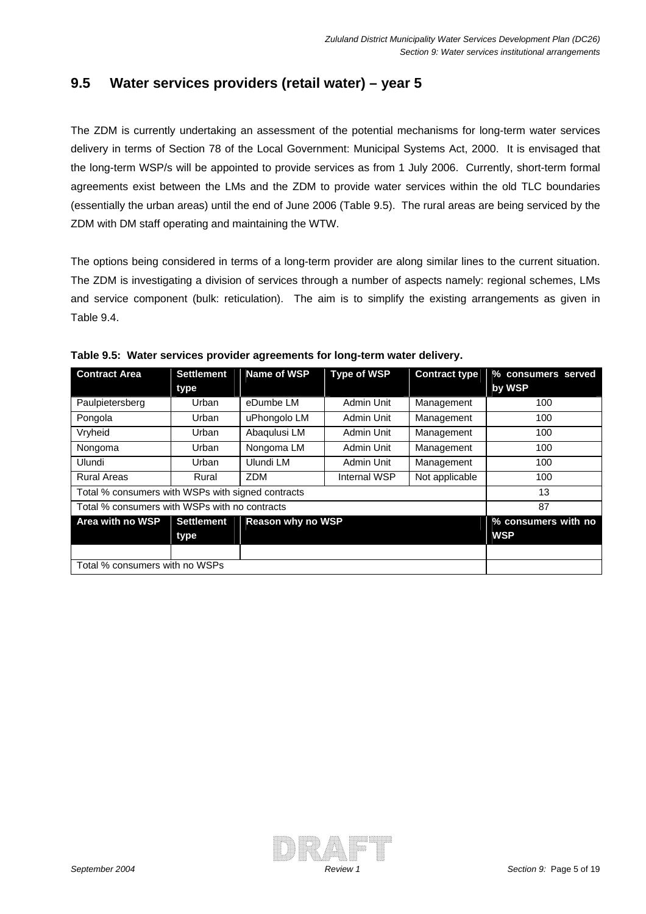## 9.5 Water services providers (retail water) – year 5

The ZDM is currently undertaking an assessment of the potential mechanisms for long-term water services delivery in terms of Section 78 of the Local Government: Municipal Systems Act, 2000. It is envisaged that the long-term WSP/s will be appointed to provide services as from 1 July 2006. Currently, short-term formal agreements exist between the LMs and the ZDM to provide water services within the old TLC boundaries (essentially the urban areas) until the end of June 2006 (Table 9.5). The rural areas are being serviced by the ZDM with DM staff operating and maintaining the WTW.

The options being considered in terms of a long-term provider are along similar lines to the current situation. The ZDM is investigating a division of services through a number of aspects namely: regional schemes, LMs and service component (bulk: reticulation). The aim is to simplify the existing arrangements as given in Table 9.4.

**Table 9.5: Water services provider agreements for long-term water delivery.**

| Contract Area | Settlement type | Name of WSP | Type of WSP | Contract type | % consumers served by WSP |
|---|---|---|---|---|---|
| Paulpietersburg | Urban | eDumbe LM | Admin Unit | Management | 100 |
| Pongola | Urban | uPhongolo LM | Admin Unit | Management | 100 |
| Vryheid | Urban | Abaqulusi LM | Admin Unit | Management | 100 |
| Nongoma | Urban | Nongoma LM | Admin Unit | Management | 100 |
| Ulundi | Urban | Ulundi LM | Admin Unit | Management | 100 |
| Rural Areas | Rural | ZDM | Internal WSP | Not applicable | 100 |
| Total % consumers with WSPs with signed contracts | | | | | 13 |
| Total % consumers with WSPs with no contracts | | | | | 87 |
| **Area with no WSP** | **Settlement type** | **Reason why no WSP** | | | **% consumers with no WSP** |
| | | | | | |
| Total % consumers with no WSPs | | | | | |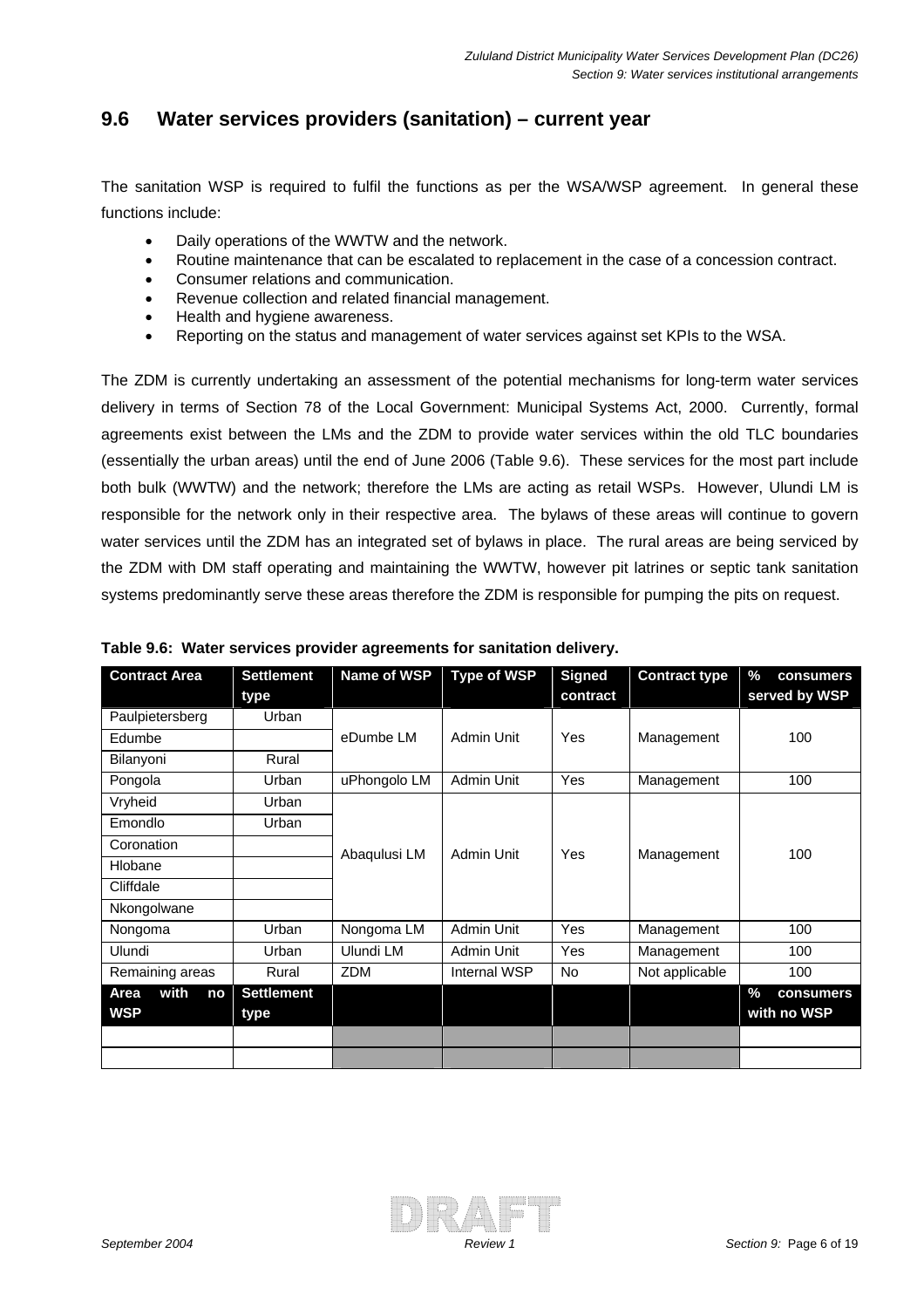## 9.6 Water services providers (sanitation) – current year

The sanitation WSP is required to fulfil the functions as per the WSA/WSP agreement. In general these functions include:

- Daily operations of the WWTW and the network.
- Routine maintenance that can be escalated to replacement in the case of a concession contract.
- Consumer relations and communication.
- Revenue collection and related financial management.
- Health and hygiene awareness.
- Reporting on the status and management of water services against set KPIs to the WSA.

The ZDM is currently undertaking an assessment of the potential mechanisms for long-term water services delivery in terms of Section 78 of the Local Government: Municipal Systems Act, 2000. Currently, formal agreements exist between the LMs and the ZDM to provide water services within the old TLC boundaries (essentially the urban areas) until the end of June 2006 (Table 9.6). These services for the most part include both bulk (WWTW) and the network; therefore the LMs are acting as retail WSPs. However, Ulundi LM is responsible for the network only in their respective area. The bylaws of these areas will continue to govern water services until the ZDM has an integrated set of bylaws in place. The rural areas are being serviced by the ZDM with DM staff operating and maintaining the WWTW, however pit latrines or septic tank sanitation systems predominantly serve these areas therefore the ZDM is responsible for pumping the pits on request.

**Table 9.6: Water services provider agreements for sanitation delivery.**

| Contract Area | Settlement type | Name of WSP | Type of WSP | Signed contract | Contract type | % consumers served by WSP |
|---|---|---|---|---|---|---|
| Paulpietersberg | Urban | eDumbe LM | Admin Unit | Yes | Management | 100 |
| Edumbe | | | | | | |
| Bilanyoni | Rural | | | | | |
| Pongola | Urban | uPhongolo LM | Admin Unit | Yes | Management | 100 |
| Vryheid | Urban | Abaqulusi LM | Admin Unit | Yes | Management | 100 |
| Emondlo | Urban | | | | | |
| Coronation | | | | | | |
| Hlobane | | | | | | |
| Cliffdale | | | | | | |
| Nkongolwane | | | | | | |
| Nongoma | Urban | Nongoma LM | Admin Unit | Yes | Management | 100 |
| Ulundi | Urban | Ulundi LM | Admin Unit | Yes | Management | 100 |
| Remaining areas | Rural | ZDM | Internal WSP | No | Not applicable | 100 |
| **Area with no WSP** | **Settlement type** | | | | | **% consumers with no WSP** |
| | | | | | | |
| | | | | | | |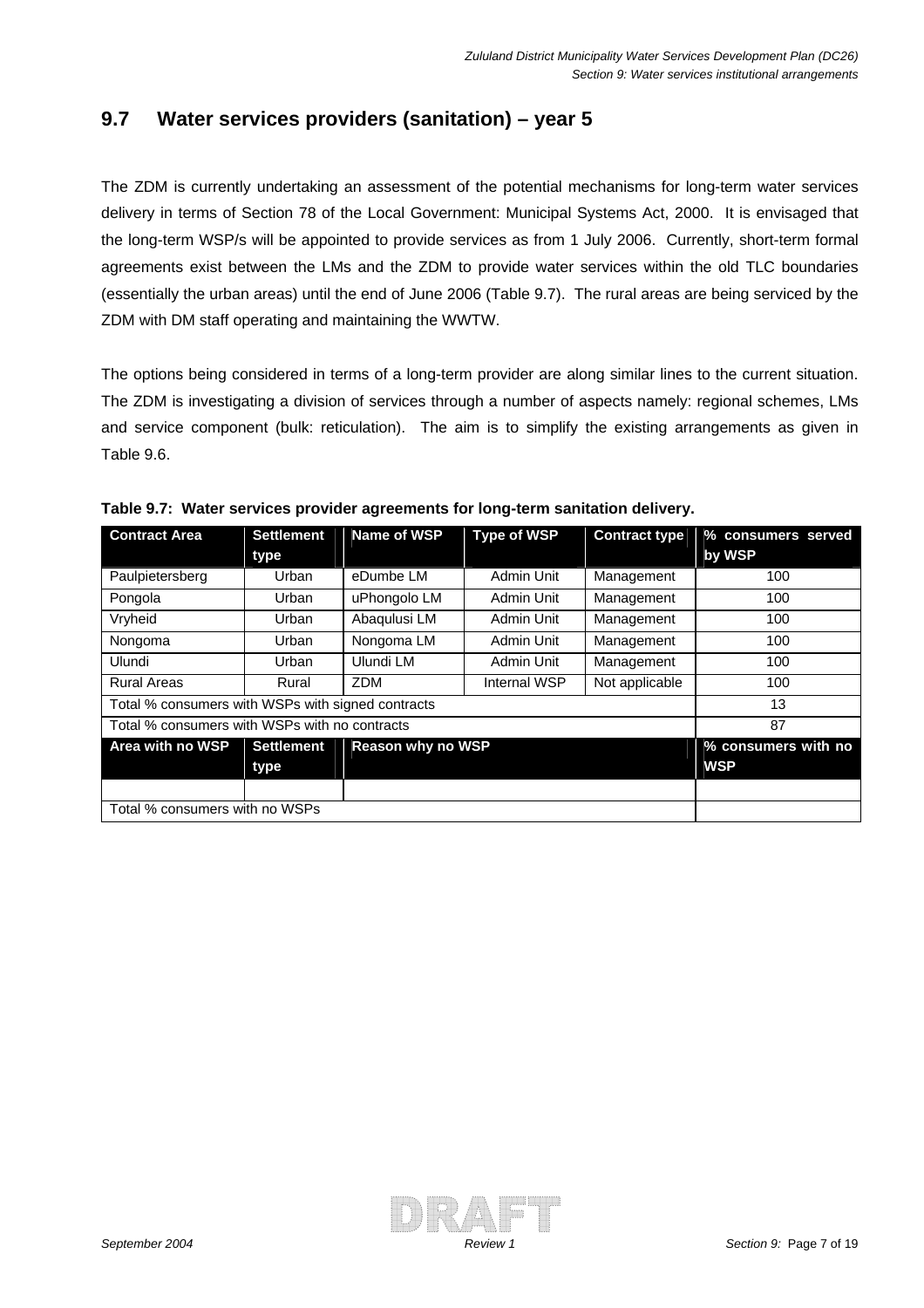## 9.7 Water services providers (sanitation) – year 5

The ZDM is currently undertaking an assessment of the potential mechanisms for long-term water services delivery in terms of Section 78 of the Local Government: Municipal Systems Act, 2000. It is envisaged that the long-term WSP/s will be appointed to provide services as from 1 July 2006. Currently, short-term formal agreements exist between the LMs and the ZDM to provide water services within the old TLC boundaries (essentially the urban areas) until the end of June 2006 (Table 9.7). The rural areas are being serviced by the ZDM with DM staff operating and maintaining the WWTW.

The options being considered in terms of a long-term provider are along similar lines to the current situation. The ZDM is investigating a division of services through a number of aspects namely: regional schemes, LMs and service component (bulk: reticulation). The aim is to simplify the existing arrangements as given in Table 9.6.

**Table 9.7: Water services provider agreements for long-term sanitation delivery.**

| Contract Area | Settlement type | Name of WSP | Type of WSP | Contract type | % consumers served by WSP |
|---|---|---|---|---|---|
| Paulpietersberg | Urban | eDumbe LM | Admin Unit | Management | 100 |
| Pongola | Urban | uPhongolo LM | Admin Unit | Management | 100 |
| Vryheid | Urban | Abaqulusi LM | Admin Unit | Management | 100 |
| Nongoma | Urban | Nongoma LM | Admin Unit | Management | 100 |
| Ulundi | Urban | Ulundi LM | Admin Unit | Management | 100 |
| Rural Areas | Rural | ZDM | Internal WSP | Not applicable | 100 |
| Total % consumers with WSPs with signed contracts | | | | | 13 |
| Total % consumers with WSPs with no contracts | | | | | 87 |
| **Area with no WSP** | **Settlement type** | **Reason why no WSP** | | | **% consumers with no WSP** |
| | | | | | |
| Total % consumers with no WSPs | | | | | |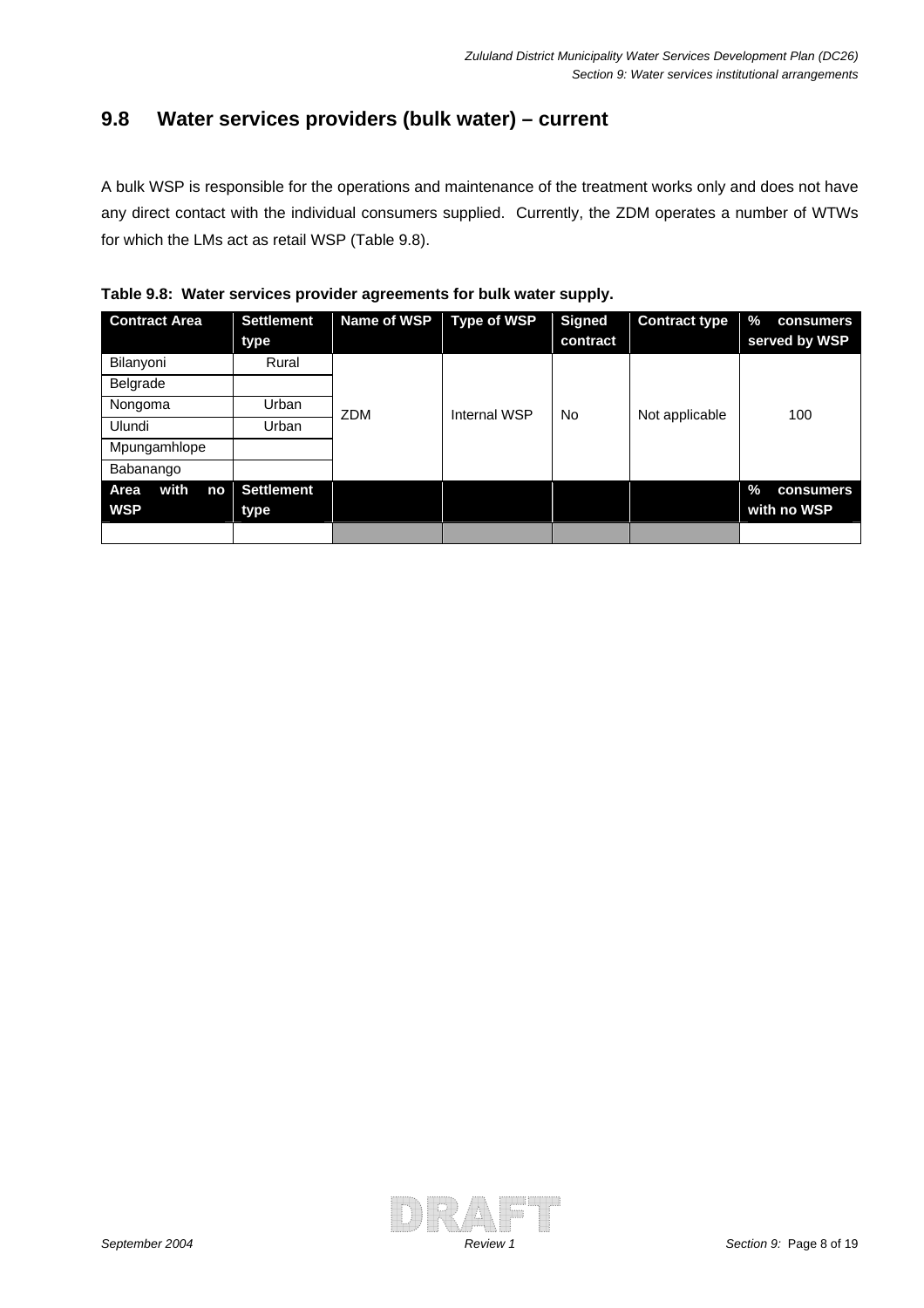## 9.8 Water services providers (bulk water) – current

A bulk WSP is responsible for the operations and maintenance of the treatment works only and does not have any direct contact with the individual consumers supplied. Currently, the ZDM operates a number of WTWs for which the LMs act as retail WSP (Table 9.8).

**Table 9.8: Water services provider agreements for bulk water supply.**

| Contract Area | Settlement type | Name of WSP | Type of WSP | Signed contract | Contract type | % consumers served by WSP |
|---|---|---|---|---|---|---|
| Bilanyoni | Rural | ZDM | Internal WSP | No | Not applicable | 100 |
| Belgrade | | | | | | |
| Nongoma | Urban | | | | | |
| Ulundi | Urban | | | | | |
| Mpungamhlope | | | | | | |
| Babanango | | | | | | |
| **Area with no WSP** | **Settlement type** | | | | | **% consumers with no WSP** |
| | | | | | | |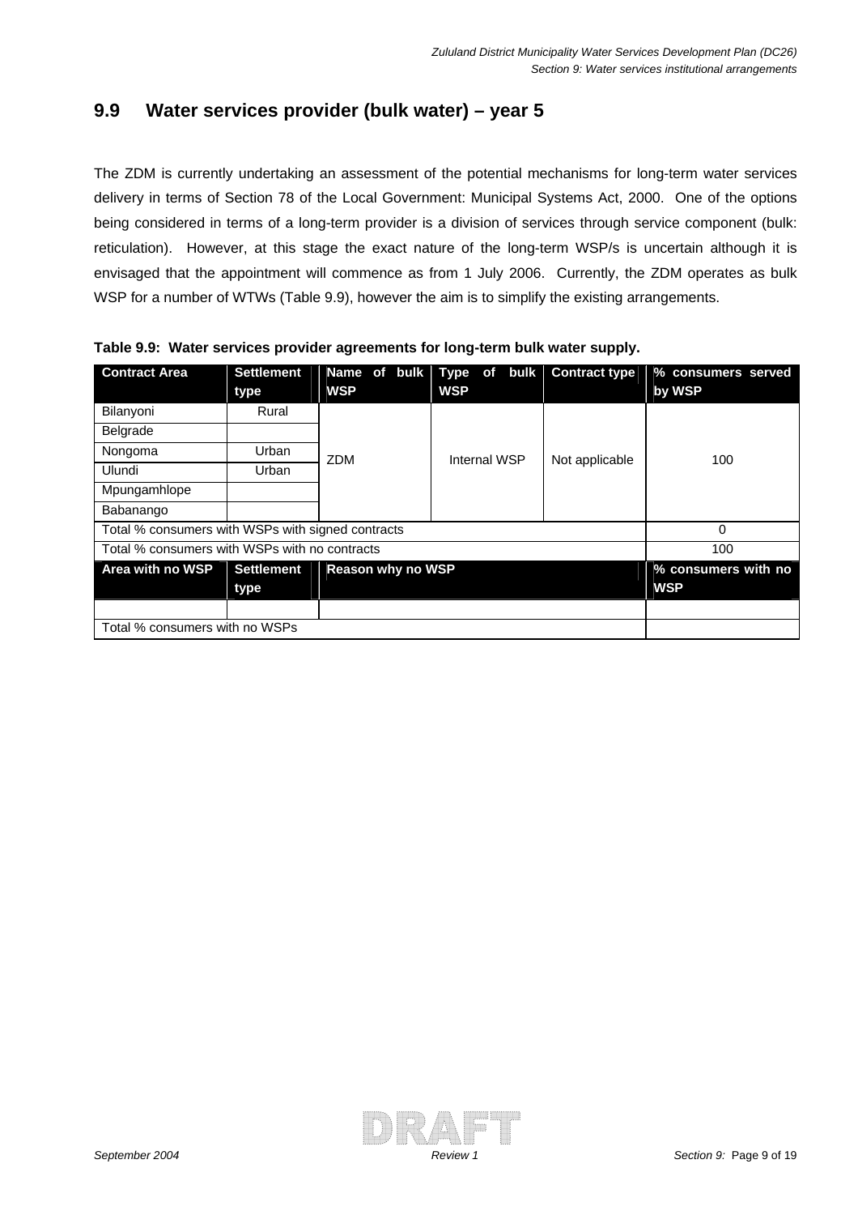## 9.9 Water services provider (bulk water) – year 5

The ZDM is currently undertaking an assessment of the potential mechanisms for long-term water services delivery in terms of Section 78 of the Local Government: Municipal Systems Act, 2000. One of the options being considered in terms of a long-term provider is a division of services through service component (bulk: reticulation). However, at this stage the exact nature of the long-term WSP/s is uncertain although it is envisaged that the appointment will commence as from 1 July 2006. Currently, the ZDM operates as bulk WSP for a number of WTWs (Table 9.9), however the aim is to simplify the existing arrangements.

**Table 9.9: Water services provider agreements for long-term bulk water supply.**

| Contract Area | Settlement type | Name of bulk WSP | Type of bulk WSP | Contract type | % consumers served by WSP |
|---|---|---|---|---|---|
| Bilanyoni | Rural | ZDM | Internal WSP | Not applicable | 100 |
| Belgrade | | | | | |
| Nongoma | Urban | | | | |
| Ulundi | Urban | | | | |
| Mpungamhlope | | | | | |
| Babanango | | | | | |
| Total % consumers with WSPs with signed contracts | | | | | 0 |
| Total % consumers with WSPs with no contracts | | | | | 100 |
| **Area with no WSP** | **Settlement type** | **Reason why no WSP** | | | **% consumers with no WSP** |
| | | | | | |
| Total % consumers with no WSPs | | | | | |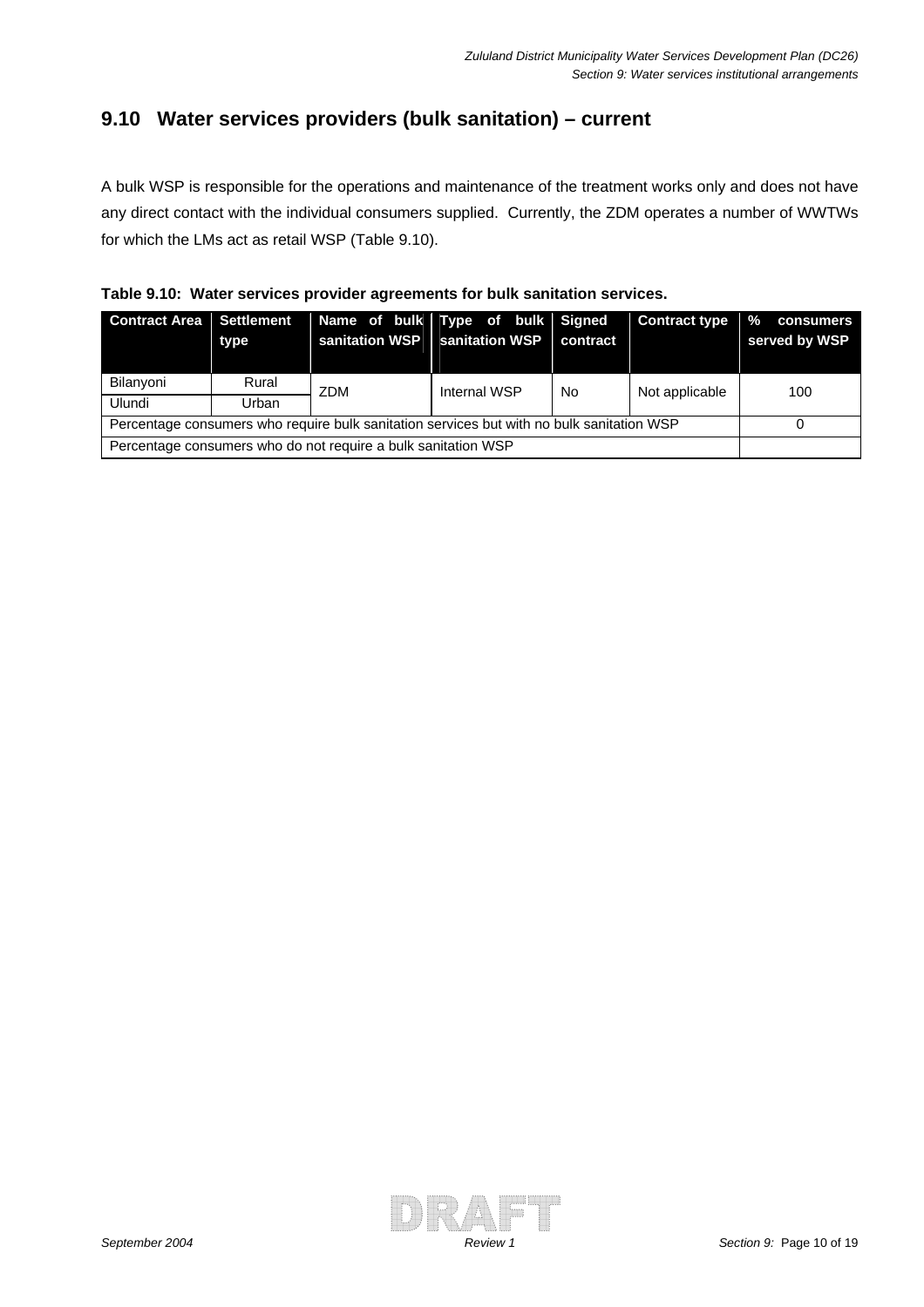## 9.10 Water services providers (bulk sanitation) – current

A bulk WSP is responsible for the operations and maintenance of the treatment works only and does not have any direct contact with the individual consumers supplied. Currently, the ZDM operates a number of WWTWs for which the LMs act as retail WSP (Table 9.10).

**Table 9.10: Water services provider agreements for bulk sanitation services.**

| Contract Area | Settlement type | Name of bulk sanitation WSP | Type of bulk sanitation WSP | Signed contract | Contract type | % consumers served by WSP |
|---|---|---|---|---|---|---|
| Bilanyoni | Rural | ZDM | Internal WSP | No | Not applicable | 100 |
| Ulundi | Urban | | | | | |
| Percentage consumers who require bulk sanitation services but with no bulk sanitation WSP | | | | | | 0 |
| Percentage consumers who do not require a bulk sanitation WSP | | | | | | |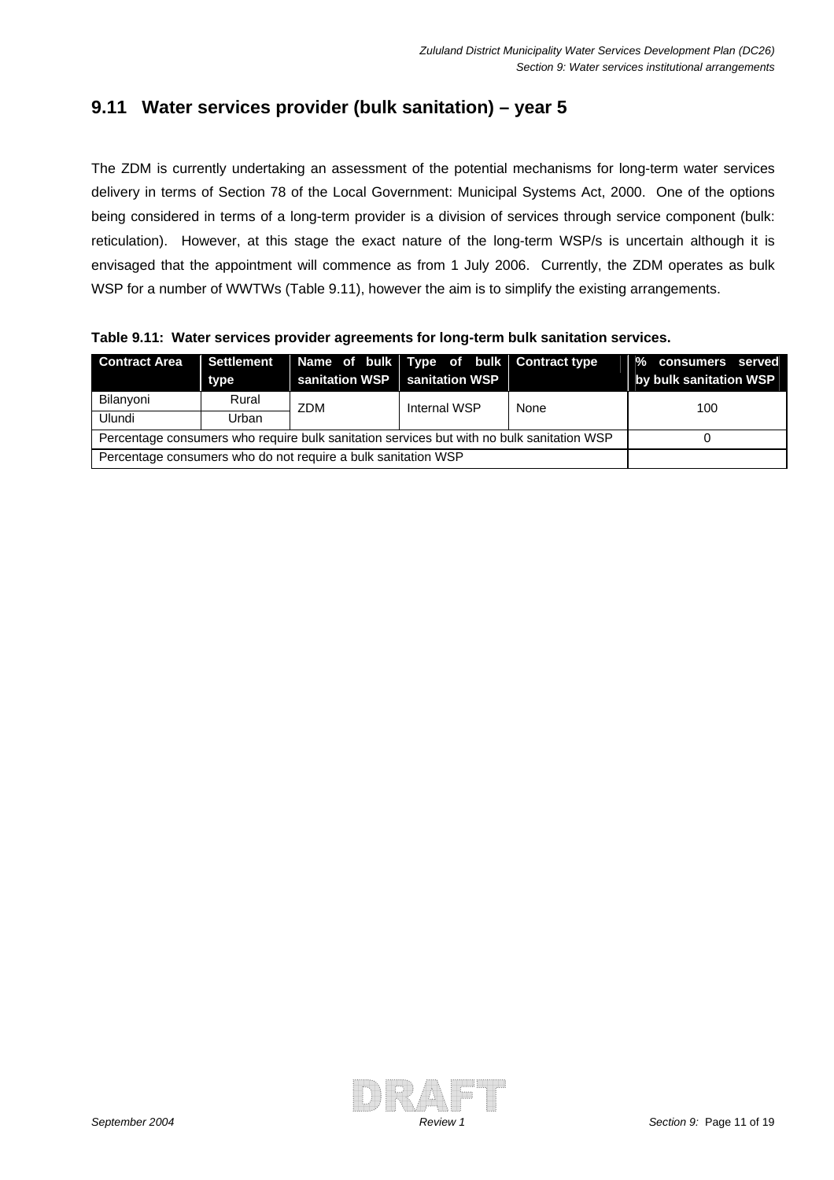## 9.11 Water services provider (bulk sanitation) – year 5

The ZDM is currently undertaking an assessment of the potential mechanisms for long-term water services delivery in terms of Section 78 of the Local Government: Municipal Systems Act, 2000. One of the options being considered in terms of a long-term provider is a division of services through service component (bulk: reticulation). However, at this stage the exact nature of the long-term WSP/s is uncertain although it is envisaged that the appointment will commence as from 1 July 2006. Currently, the ZDM operates as bulk WSP for a number of WWTWs (Table 9.11), however the aim is to simplify the existing arrangements.

**Table 9.11: Water services provider agreements for long-term bulk sanitation services.**

| Contract Area | Settlement type | Name of bulk sanitation WSP | Type of bulk sanitation WSP | Contract type | % consumers served by bulk sanitation WSP |
|---|---|---|---|---|---|
| Bilanyoni | Rural | ZDM | Internal WSP | None | 100 |
| Ulundi | Urban | | | | |
| Percentage consumers who require bulk sanitation services but with no bulk sanitation WSP | | | | | 0 |
| Percentage consumers who do not require a bulk sanitation WSP | | | | | |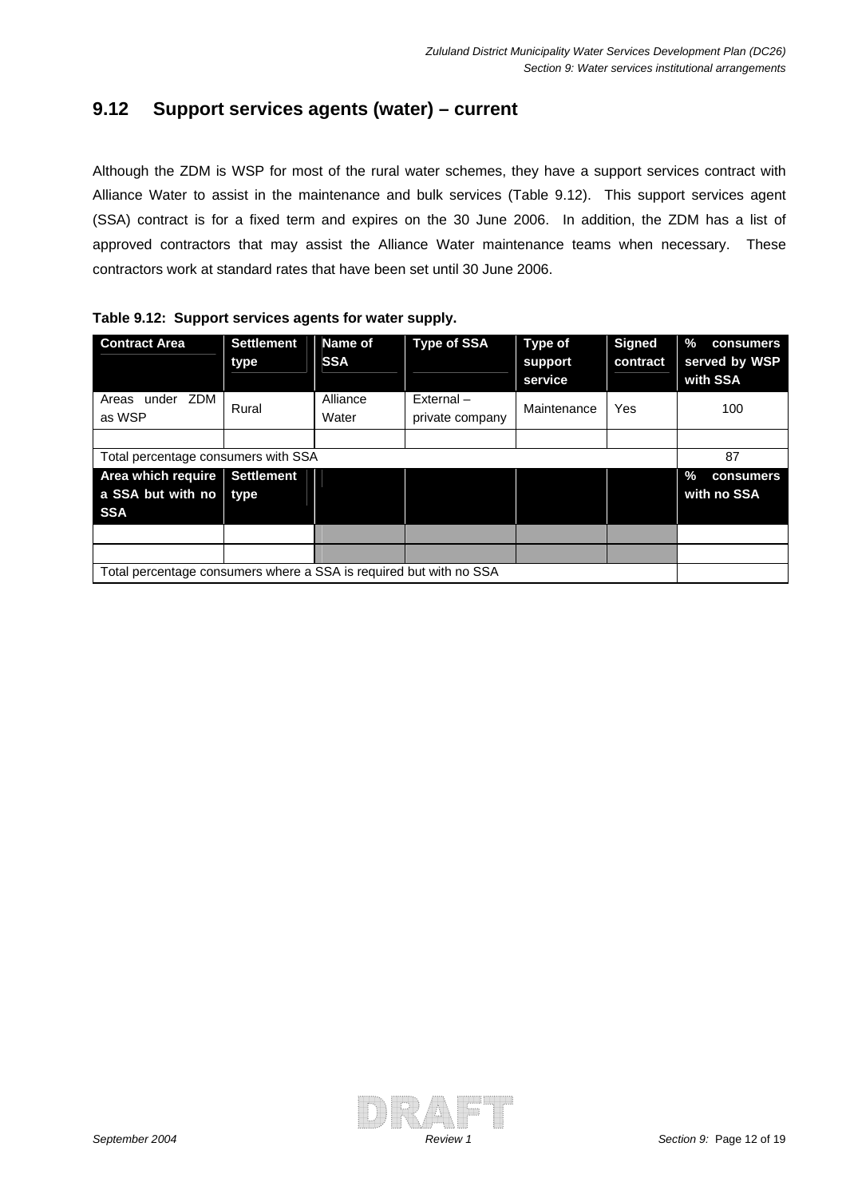## 9.12 Support services agents (water) – current

Although the ZDM is WSP for most of the rural water schemes, they have a support services contract with Alliance Water to assist in the maintenance and bulk services (Table 9.12). This support services agent (SSA) contract is for a fixed term and expires on the 30 June 2006. In addition, the ZDM has a list of approved contractors that may assist the Alliance Water maintenance teams when necessary. These contractors work at standard rates that have been set until 30 June 2006.

**Table 9.12: Support services agents for water supply.**

| Contract Area | Settlement type | Name of SSA | Type of SSA | Type of support service | Signed contract | % consumers served by WSP with SSA |
|---|---|---|---|---|---|---|
| Areas under ZDM as WSP | Rural | Alliance Water | External – private company | Maintenance | Yes | 100 |
| | | | | | | |
| Total percentage consumers with SSA | | | | | | 87 |
| **Area which require a SSA but with no SSA** | **Settlement type** | | | | | **% consumers with no SSA** |
| | | | | | | |
| | | | | | | |
| Total percentage consumers where a SSA is required but with no SSA | | | | | | |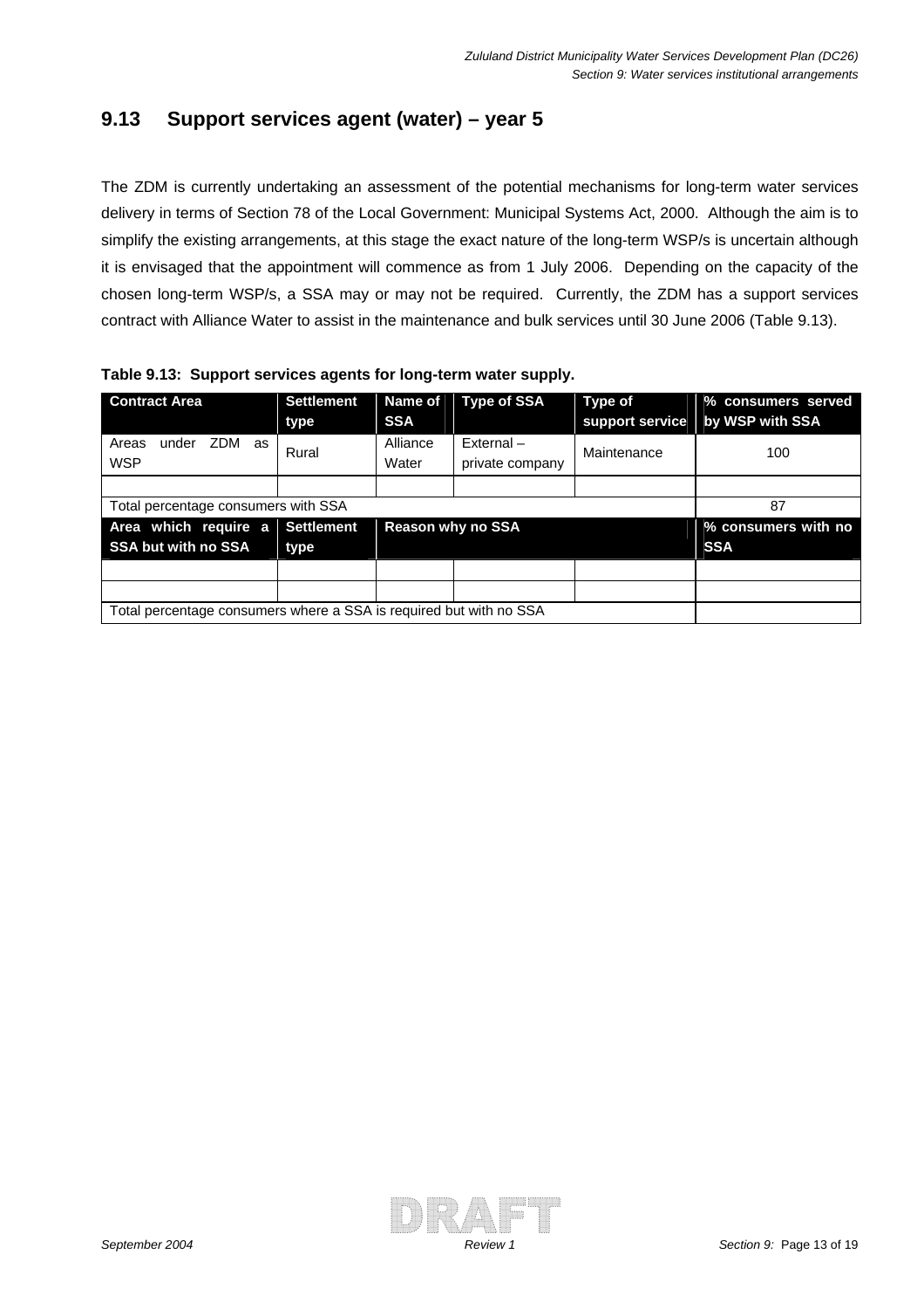## 9.13 Support services agent (water) – year 5

The ZDM is currently undertaking an assessment of the potential mechanisms for long-term water services delivery in terms of Section 78 of the Local Government: Municipal Systems Act, 2000. Although the aim is to simplify the existing arrangements, at this stage the exact nature of the long-term WSP/s is uncertain although it is envisaged that the appointment will commence as from 1 July 2006. Depending on the capacity of the chosen long-term WSP/s, a SSA may or may not be required. Currently, the ZDM has a support services contract with Alliance Water to assist in the maintenance and bulk services until 30 June 2006 (Table 9.13).

**Table 9.13: Support services agents for long-term water supply.**

| Contract Area | Settlement type | Name of SSA | Type of SSA | Type of support service | % consumers served by WSP with SSA |
|---|---|---|---|---|---|
| Areas under ZDM as WSP | Rural | Alliance Water | External – private company | Maintenance | 100 |
| | | | | | |
| Total percentage consumers with SSA | | | | | 87 |
| **Area which require a SSA but with no SSA** | **Settlement type** | **Reason why no SSA** | | | **% consumers with no SSA** |
| | | | | | |
| | | | | | |
| Total percentage consumers where a SSA is required but with no SSA | | | | | |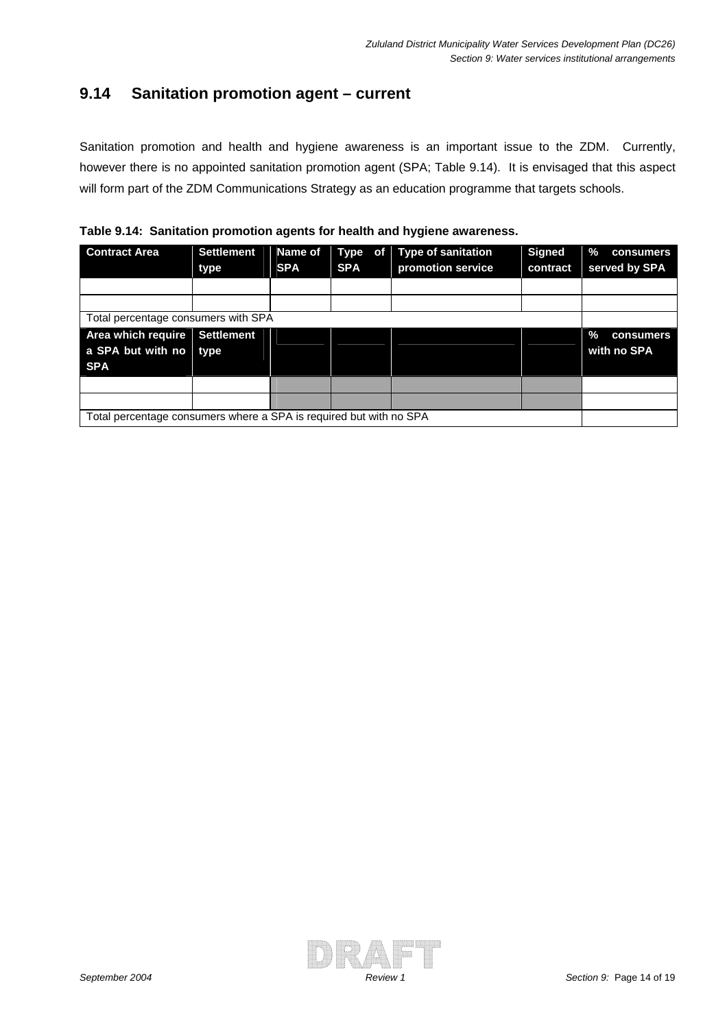## 9.14 Sanitation promotion agent – current

Sanitation promotion and health and hygiene awareness is an important issue to the ZDM. Currently, however there is no appointed sanitation promotion agent (SPA; Table 9.14). It is envisaged that this aspect will form part of the ZDM Communications Strategy as an education programme that targets schools.

**Table 9.14: Sanitation promotion agents for health and hygiene awareness.**

| Contract Area | Settlement type | Name of SPA | Type of SPA | Type of sanitation promotion service | Signed contract | % consumers served by SPA |
|---|---|---|---|---|---|---|
| | | | | | | |
| | | | | | | |
| Total percentage consumers with SPA | | | | | | |
| **Area which require a SPA but with no SPA** | **Settlement type** | | | | | **% consumers with no SPA** |
| | | | | | | |
| | | | | | | |
| Total percentage consumers where a SPA is required but with no SPA | | | | | | |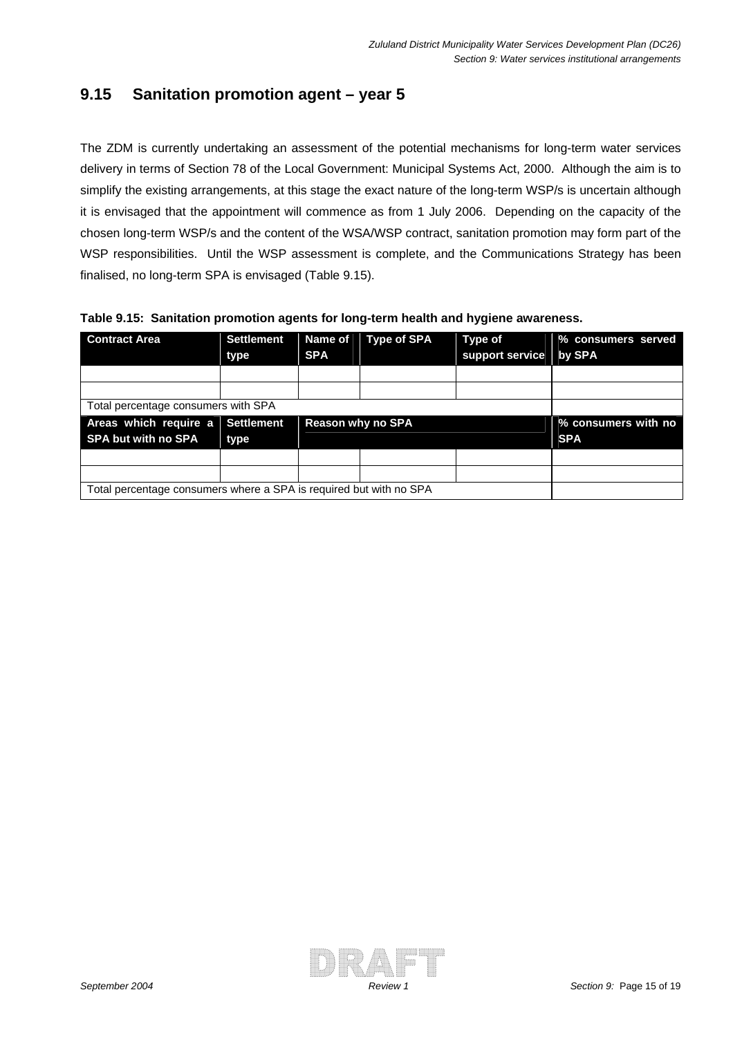## 9.15 Sanitation promotion agent – year 5

The ZDM is currently undertaking an assessment of the potential mechanisms for long-term water services delivery in terms of Section 78 of the Local Government: Municipal Systems Act, 2000. Although the aim is to simplify the existing arrangements, at this stage the exact nature of the long-term WSP/s is uncertain although it is envisaged that the appointment will commence as from 1 July 2006. Depending on the capacity of the chosen long-term WSP/s and the content of the WSA/WSP contract, sanitation promotion may form part of the WSP responsibilities. Until the WSP assessment is complete, and the Communications Strategy has been finalised, no long-term SPA is envisaged (Table 9.15).

**Table 9.15: Sanitation promotion agents for long-term health and hygiene awareness.**

| Contract Area | Settlement type | Name of SPA | Type of SPA | Type of support service | % consumers served by SPA |
|---|---|---|---|---|---|
| | | | | | |
| | | | | | |
| Total percentage consumers with SPA | | | | | |
| **Areas which require a SPA but with no SPA** | **Settlement type** | **Reason why no SPA** | | | **% consumers with no SPA** |
| | | | | | |
| | | | | | |
| Total percentage consumers where a SPA is required but with no SPA | | | | | |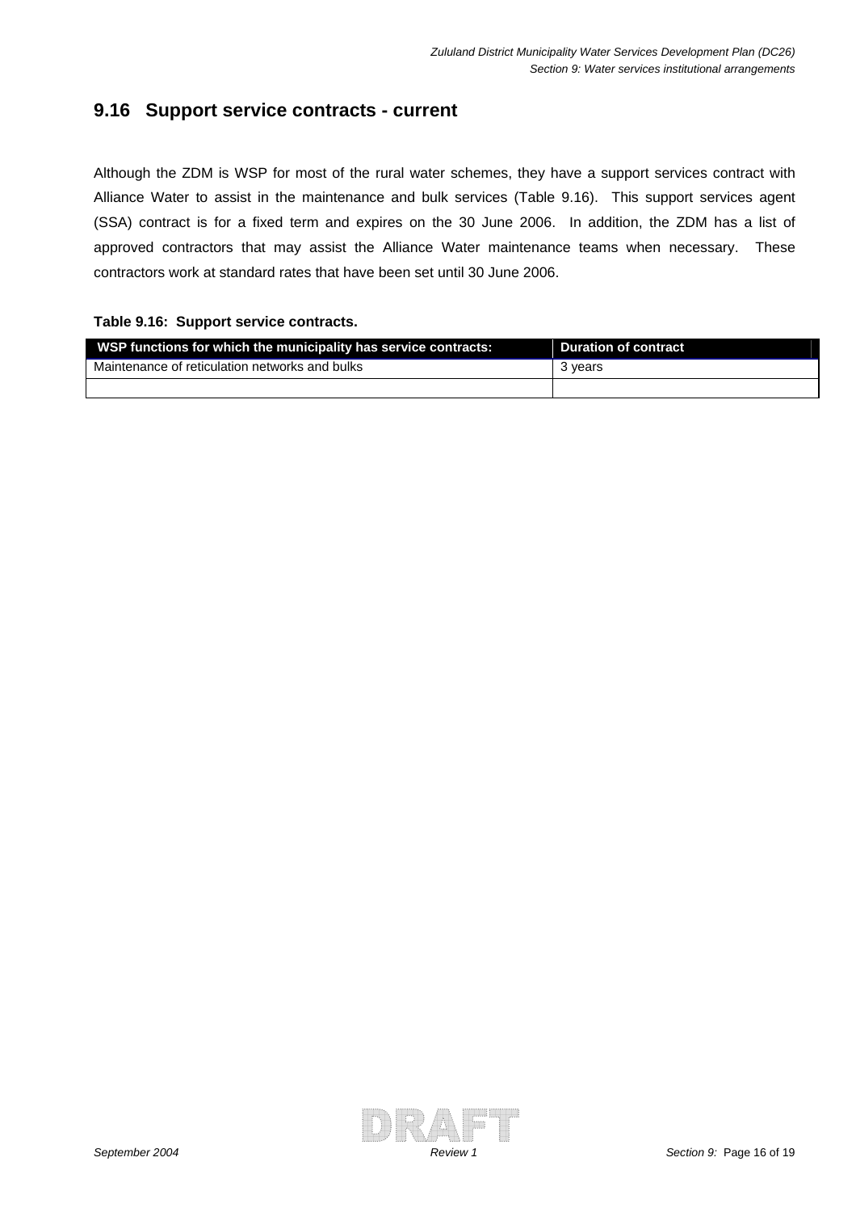## 9.16 Support service contracts - current

Although the ZDM is WSP for most of the rural water schemes, they have a support services contract with Alliance Water to assist in the maintenance and bulk services (Table 9.16). This support services agent (SSA) contract is for a fixed term and expires on the 30 June 2006. In addition, the ZDM has a list of approved contractors that may assist the Alliance Water maintenance teams when necessary. These contractors work at standard rates that have been set until 30 June 2006.

**Table 9.16: Support service contracts.**

| WSP functions for which the municipality has service contracts: | Duration of contract |
|---|---|
| Maintenance of reticulation networks and bulks | 3 years |
| | |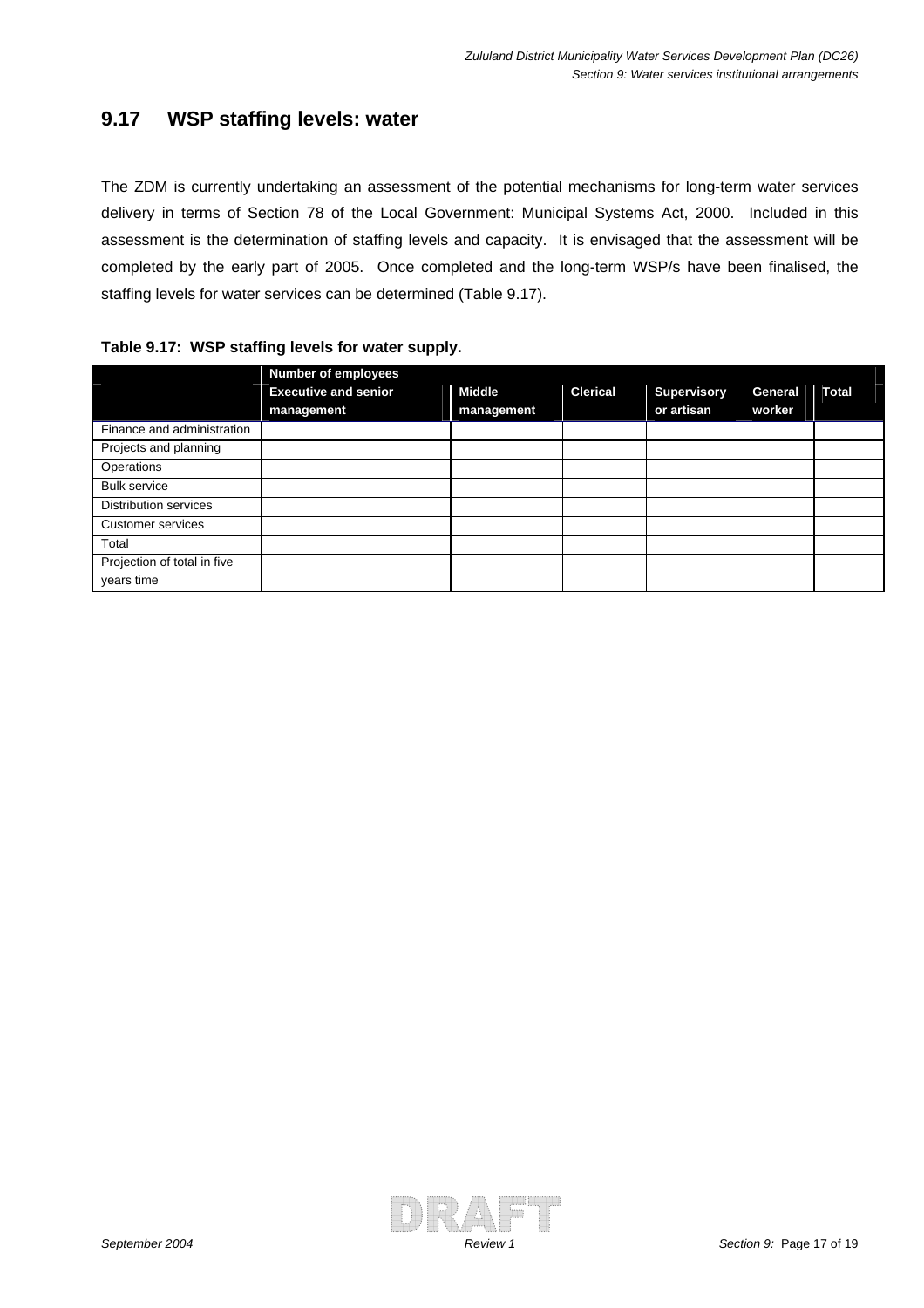## 9.17 WSP staffing levels: water

The ZDM is currently undertaking an assessment of the potential mechanisms for long-term water services delivery in terms of Section 78 of the Local Government: Municipal Systems Act, 2000. Included in this assessment is the determination of staffing levels and capacity. It is envisaged that the assessment will be completed by the early part of 2005. Once completed and the long-term WSP/s have been finalised, the staffing levels for water services can be determined (Table 9.17).

**Table 9.17: WSP staffing levels for water supply.**

| | Number of employees | | | | | |
|---|---|---|---|---|---|---|
| | Executive and senior management | Middle management | Clerical | Supervisory or artisan | General worker | Total |
| Finance and administration | | | | | | |
| Projects and planning | | | | | | |
| Operations | | | | | | |
| Bulk service | | | | | | |
| Distribution services | | | | | | |
| Customer services | | | | | | |
| Total | | | | | | |
| Projection of total in five years time | | | | | | |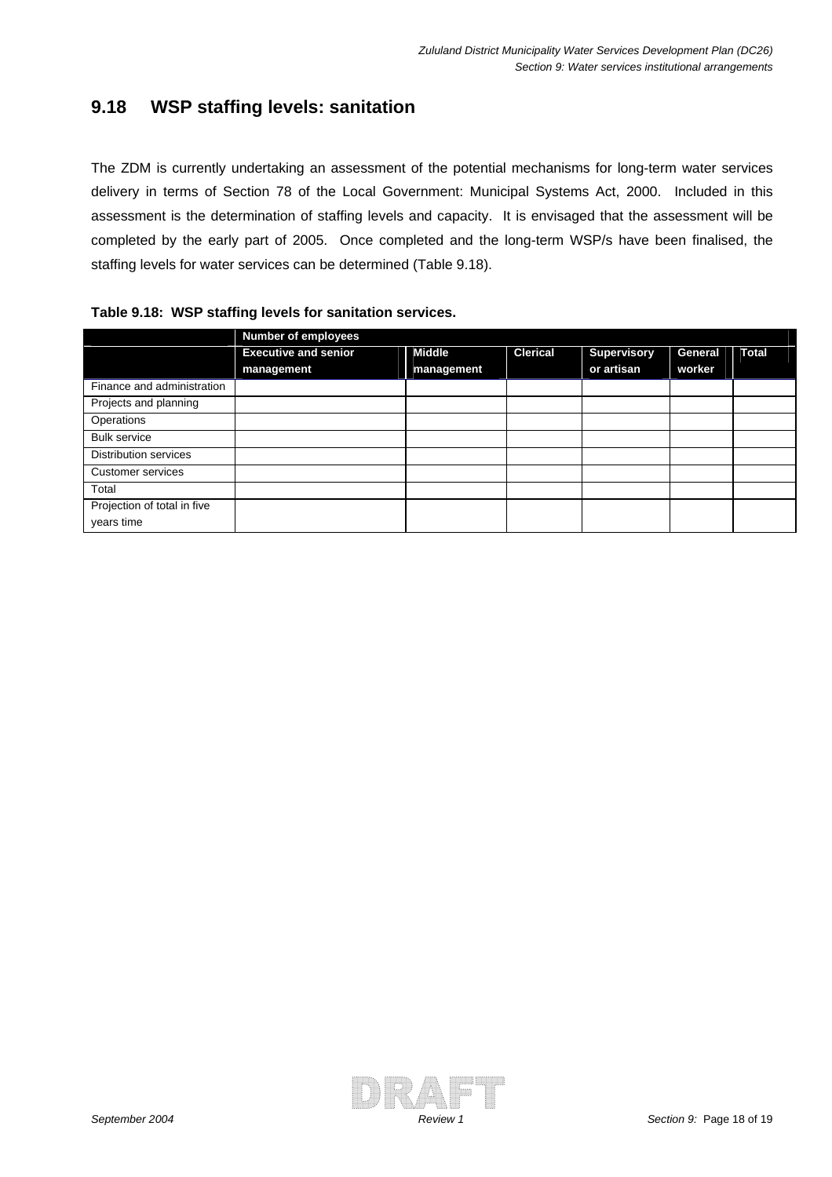## 9.18 WSP staffing levels: sanitation

The ZDM is currently undertaking an assessment of the potential mechanisms for long-term water services delivery in terms of Section 78 of the Local Government: Municipal Systems Act, 2000. Included in this assessment is the determination of staffing levels and capacity. It is envisaged that the assessment will be completed by the early part of 2005. Once completed and the long-term WSP/s have been finalised, the staffing levels for water services can be determined (Table 9.18).

**Table 9.18: WSP staffing levels for sanitation services.**

| | Number of employees | | | | | |
|---|---|---|---|---|---|---|
| | Executive and senior management | Middle management | Clerical | Supervisory or artisan | General worker | Total |
| Finance and administration | | | | | | |
| Projects and planning | | | | | | |
| Operations | | | | | | |
| Bulk service | | | | | | |
| Distribution services | | | | | | |
| Customer services | | | | | | |
| Total | | | | | | |
| Projection of total in five years time | | | | | | |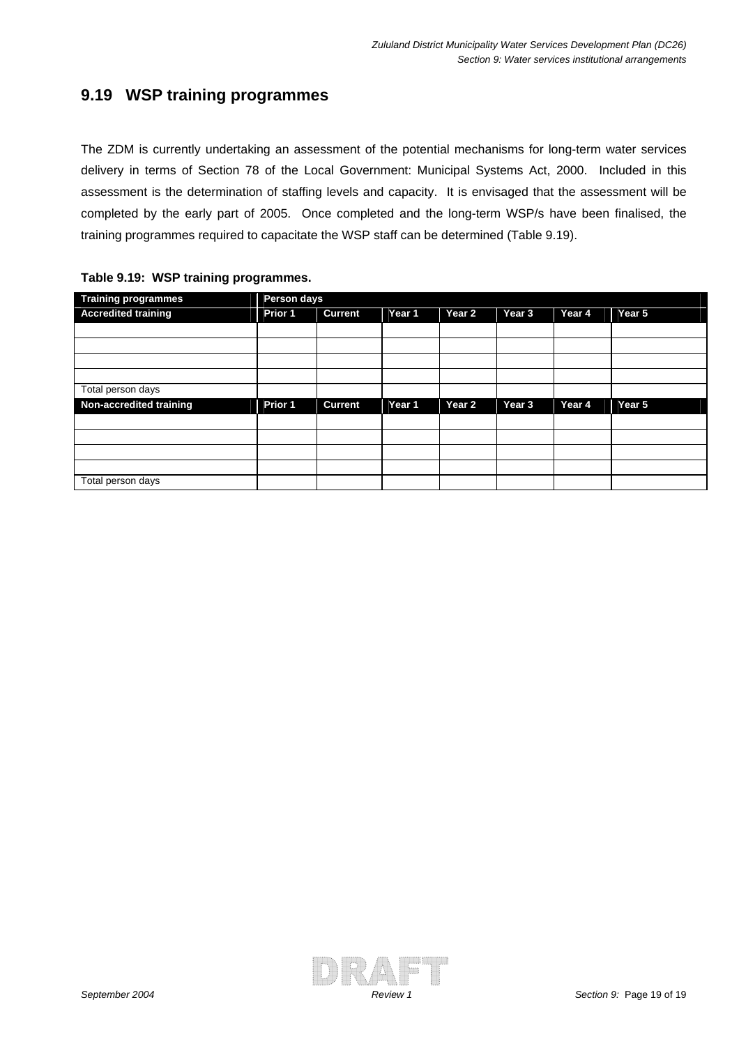## 9.19 WSP training programmes

The ZDM is currently undertaking an assessment of the potential mechanisms for long-term water services delivery in terms of Section 78 of the Local Government: Municipal Systems Act, 2000. Included in this assessment is the determination of staffing levels and capacity. It is envisaged that the assessment will be completed by the early part of 2005. Once completed and the long-term WSP/s have been finalised, the training programmes required to capacitate the WSP staff can be determined (Table 9.19).

**Table 9.19: WSP training programmes.**

| Training programmes | Person days | | | | | | |
|---|---|---|---|---|---|---|---|
| **Accredited training** | **Prior 1** | **Current** | **Year 1** | **Year 2** | **Year 3** | **Year 4** | **Year 5** |
| | | | | | | | |
| | | | | | | | |
| | | | | | | | |
| | | | | | | | |
| Total person days | | | | | | | |
| **Non-accredited training** | **Prior 1** | **Current** | **Year 1** | **Year 2** | **Year 3** | **Year 4** | **Year 5** |
| | | | | | | | |
| | | | | | | | |
| | | | | | | | |
| | | | | | | | |
| Total person days | | | | | | | |